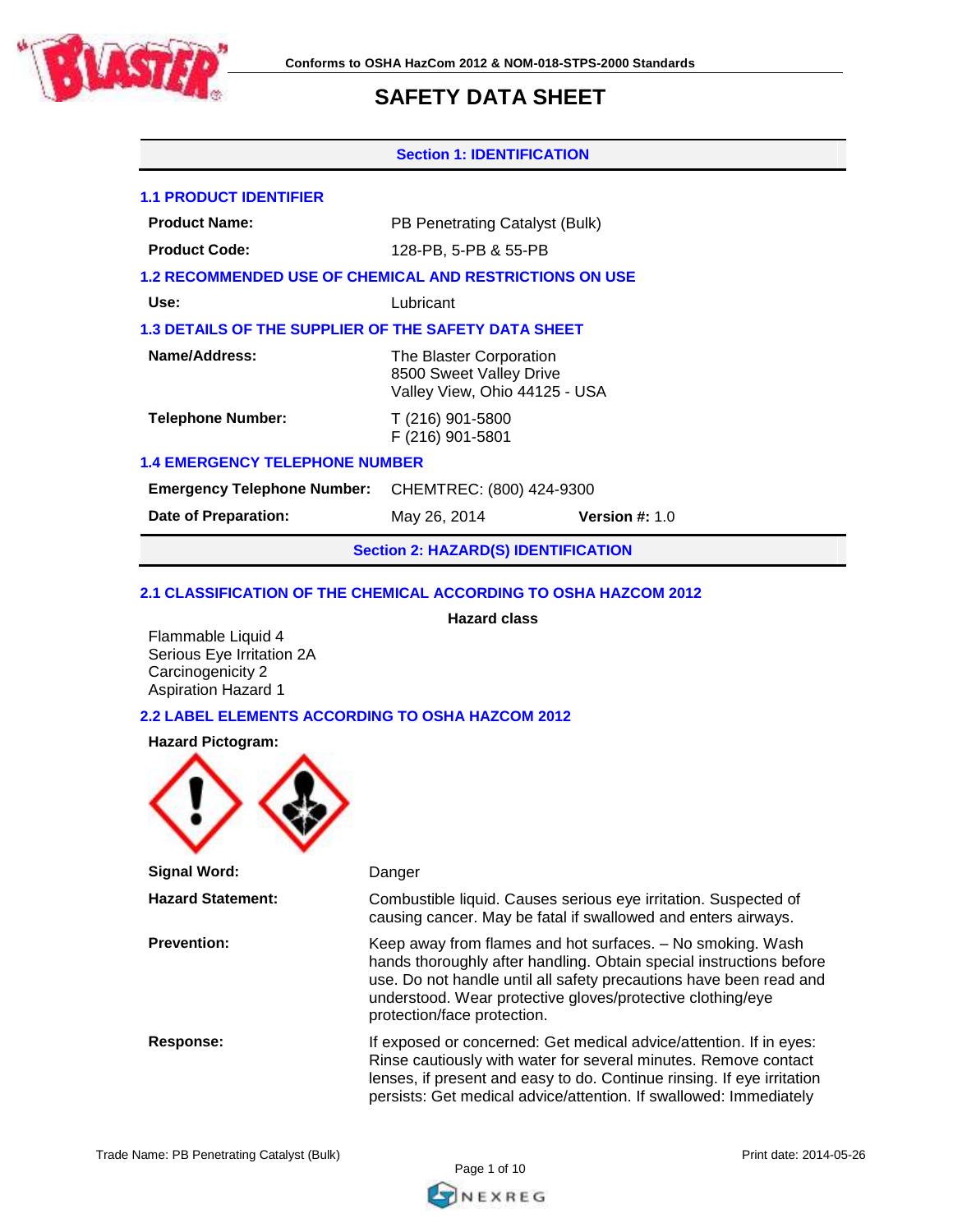Conforms to OSHA HazCom 2012 & NOM-018-STPS-2000 Standards

# SAFETY DATA SHEET

## Section 1: IDENTIFICATION

### 1.1 PRODUCT IDENTIFIER

| | |
|---|---|
| **Product Name:** | PB Penetrating Catalyst (Bulk) |
| **Product Code:** | 128-PB, 5-PB & 55-PB |

### 1.2 RECOMMENDED USE OF CHEMICAL AND RESTRICTIONS ON USE

| | |
|---|---|
| **Use:** | Lubricant |

### 1.3 DETAILS OF THE SUPPLIER OF THE SAFETY DATA SHEET

| | |
|---|---|
| **Name/Address:** | The Blaster Corporation<br>8500 Sweet Valley Drive<br>Valley View, Ohio 44125 - USA |
| **Telephone Number:** | T (216) 901-5800<br>F (216) 901-5801 |

### 1.4 EMERGENCY TELEPHONE NUMBER

| | | |
|---|---|---|
| **Emergency Telephone Number:** | CHEMTREC: (800) 424-9300 | |
| **Date of Preparation:** | May 26, 2014 | **Version #:** 1.0 |

## Section 2: HAZARD(S) IDENTIFICATION

### 2.1 CLASSIFICATION OF THE CHEMICAL ACCORDING TO OSHA HAZCOM 2012

**Hazard class**

Flammable Liquid 4
Serious Eye Irritation 2A
Carcinogenicity 2
Aspiration Hazard 1

### 2.2 LABEL ELEMENTS ACCORDING TO OSHA HAZCOM 2012

**Hazard Pictogram:**

| | |
|---|---|
| **Signal Word:** | Danger |
| **Hazard Statement:** | Combustible liquid. Causes serious eye irritation. Suspected of causing cancer. May be fatal if swallowed and enters airways. |
| **Prevention:** | Keep away from flames and hot surfaces. – No smoking. Wash hands thoroughly after handling. Obtain special instructions before use. Do not handle until all safety precautions have been read and understood. Wear protective gloves/protective clothing/eye protection/face protection. |
| **Response:** | If exposed or concerned: Get medical advice/attention. If in eyes: Rinse cautiously with water for several minutes. Remove contact lenses, if present and easy to do. Continue rinsing. If eye irritation persists: Get medical advice/attention. If swallowed: Immediately |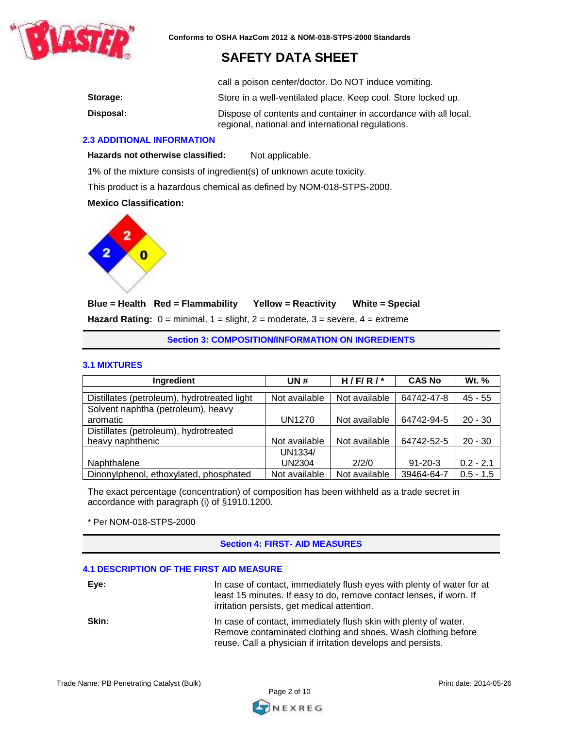call a poison center/doctor. Do NOT induce vomiting.

**Storage:** Store in a well-ventilated place. Keep cool. Store locked up.

**Disposal:** Dispose of contents and container in accordance with all local, regional, national and international regulations.

### 2.3 ADDITIONAL INFORMATION

**Hazards not otherwise classified:** Not applicable.

1% of the mixture consists of ingredient(s) of unknown acute toxicity.

This product is a hazardous chemical as defined by NOM-018-STPS-2000.

**Mexico Classification:**

Health: 2, Flammability: 2, Reactivity: 0

**Blue = Health  Red = Flammability  Yellow = Reactivity  White = Special**

**Hazard Rating:** 0 = minimal, 1 = slight, 2 = moderate, 3 = severe, 4 = extreme

## Section 3: COMPOSITION/INFORMATION ON INGREDIENTS

### 3.1 MIXTURES

| Ingredient | UN # | H / F/ R / * | CAS No | Wt. % |
|---|---|---|---|---|
| Distillates (petroleum), hydrotreated light | Not available | Not available | 64742-47-8 | 45 - 55 |
| Solvent naphtha (petroleum), heavy aromatic | UN1270 | Not available | 64742-94-5 | 20 - 30 |
| Distillates (petroleum), hydrotreated heavy naphthenic | Not available | Not available | 64742-52-5 | 20 - 30 |
| Naphthalene | UN1334/ UN2304 | 2/2/0 | 91-20-3 | 0.2 - 2.1 |
| Dinonylphenol, ethoxylated, phosphated | Not available | Not available | 39464-64-7 | 0.5 - 1.5 |

The exact percentage (concentration) of composition has been withheld as a trade secret in accordance with paragraph (i) of §1910.1200.

* Per NOM-018-STPS-2000

## Section 4: FIRST- AID MEASURES

### 4.1 DESCRIPTION OF THE FIRST AID MEASURE

**Eye:** In case of contact, immediately flush eyes with plenty of water for at least 15 minutes. If easy to do, remove contact lenses, if worn. If irritation persists, get medical attention.

**Skin:** In case of contact, immediately flush skin with plenty of water. Remove contaminated clothing and shoes. Wash clothing before reuse. Call a physician if irritation develops and persists.

Trade Name: PB Penetrating Catalyst (Bulk)

Print date: 2014-05-26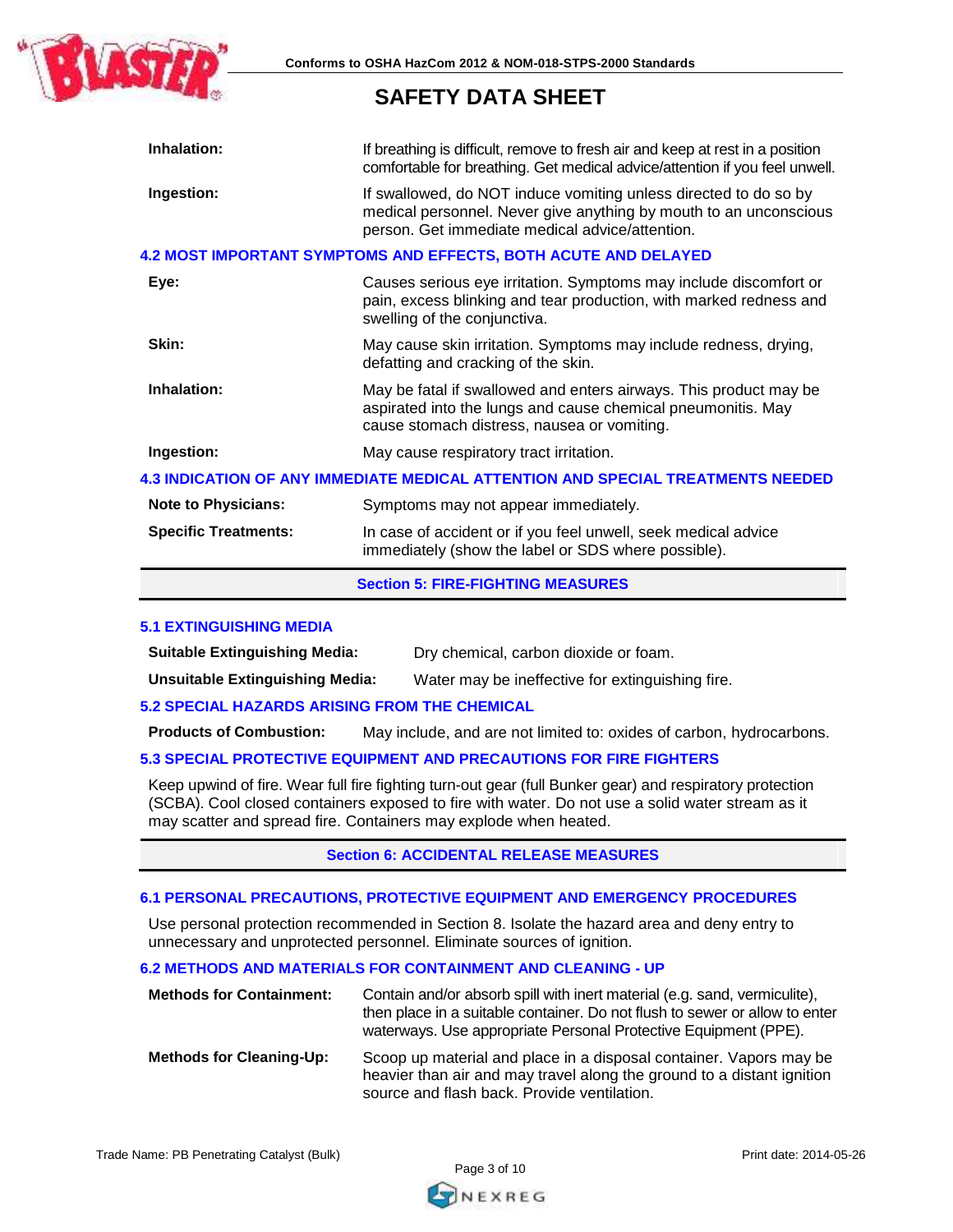| | |
|---|---|
| **Inhalation:** | If breathing is difficult, remove to fresh air and keep at rest in a position comfortable for breathing. Get medical advice/attention if you feel unwell. |
| **Ingestion:** | If swallowed, do NOT induce vomiting unless directed to do so by medical personnel. Never give anything by mouth to an unconscious person. Get immediate medical advice/attention. |

### 4.2 MOST IMPORTANT SYMPTOMS AND EFFECTS, BOTH ACUTE AND DELAYED

| | |
|---|---|
| **Eye:** | Causes serious eye irritation. Symptoms may include discomfort or pain, excess blinking and tear production, with marked redness and swelling of the conjunctiva. |
| **Skin:** | May cause skin irritation. Symptoms may include redness, drying, defatting and cracking of the skin. |
| **Inhalation:** | May be fatal if swallowed and enters airways. This product may be aspirated into the lungs and cause chemical pneumonitis. May cause stomach distress, nausea or vomiting. |
| **Ingestion:** | May cause respiratory tract irritation. |

### 4.3 INDICATION OF ANY IMMEDIATE MEDICAL ATTENTION AND SPECIAL TREATMENTS NEEDED

| | |
|---|---|
| **Note to Physicians:** | Symptoms may not appear immediately. |
| **Specific Treatments:** | In case of accident or if you feel unwell, seek medical advice immediately (show the label or SDS where possible). |

## Section 5: FIRE-FIGHTING MEASURES

### 5.1 EXTINGUISHING MEDIA

| | |
|---|---|
| **Suitable Extinguishing Media:** | Dry chemical, carbon dioxide or foam. |
| **Unsuitable Extinguishing Media:** | Water may be ineffective for extinguishing fire. |

### 5.2 SPECIAL HAZARDS ARISING FROM THE CHEMICAL

| | |
|---|---|
| **Products of Combustion:** | May include, and are not limited to: oxides of carbon, hydrocarbons. |

### 5.3 SPECIAL PROTECTIVE EQUIPMENT AND PRECAUTIONS FOR FIRE FIGHTERS

Keep upwind of fire. Wear full fire fighting turn-out gear (full Bunker gear) and respiratory protection (SCBA). Cool closed containers exposed to fire with water. Do not use a solid water stream as it may scatter and spread fire. Containers may explode when heated.

## Section 6: ACCIDENTAL RELEASE MEASURES

### 6.1 PERSONAL PRECAUTIONS, PROTECTIVE EQUIPMENT AND EMERGENCY PROCEDURES

Use personal protection recommended in Section 8. Isolate the hazard area and deny entry to unnecessary and unprotected personnel. Eliminate sources of ignition.

### 6.2 METHODS AND MATERIALS FOR CONTAINMENT AND CLEANING - UP

| | |
|---|---|
| **Methods for Containment:** | Contain and/or absorb spill with inert material (e.g. sand, vermiculite), then place in a suitable container. Do not flush to sewer or allow to enter waterways. Use appropriate Personal Protective Equipment (PPE). |
| **Methods for Cleaning-Up:** | Scoop up material and place in a disposal container. Vapors may be heavier than air and may travel along the ground to a distant ignition source and flash back. Provide ventilation. |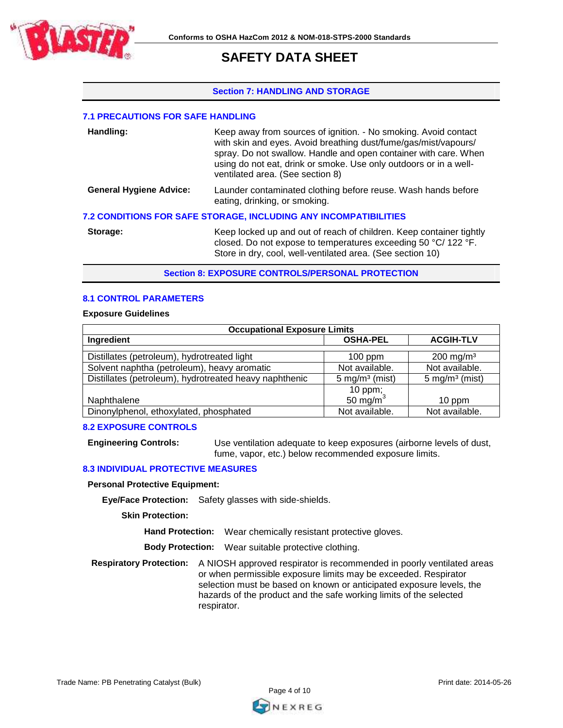## Section 7: HANDLING AND STORAGE

### 7.1 PRECAUTIONS FOR SAFE HANDLING

**Handling:** Keep away from sources of ignition. - No smoking. Avoid contact with skin and eyes. Avoid breathing dust/fume/gas/mist/vapours/ spray. Do not swallow. Handle and open container with care. When using do not eat, drink or smoke. Use only outdoors or in a well-ventilated area. (See section 8)

**General Hygiene Advice:** Launder contaminated clothing before reuse. Wash hands before eating, drinking, or smoking.

### 7.2 CONDITIONS FOR SAFE STORAGE, INCLUDING ANY INCOMPATIBILITIES

**Storage:** Keep locked up and out of reach of children. Keep container tightly closed. Do not expose to temperatures exceeding 50 °C/ 122 °F. Store in dry, cool, well-ventilated area. (See section 10)

## Section 8: EXPOSURE CONTROLS/PERSONAL PROTECTION

### 8.1 CONTROL PARAMETERS

**Exposure Guidelines**

| Occupational Exposure Limits | | |
|---|---|---|
| **Ingredient** | **OSHA-PEL** | **ACGIH-TLV** |
| Distillates (petroleum), hydrotreated light | 100 ppm | 200 mg/m³ |
| Solvent naphtha (petroleum), heavy aromatic | Not available. | Not available. |
| Distillates (petroleum), hydrotreated heavy naphthenic | 5 mg/m³ (mist) | 5 mg/m³ (mist) |
| Naphthalene | 10 ppm; 50 mg/m³ | 10 ppm |
| Dinonylphenol, ethoxylated, phosphated | Not available. | Not available. |

### 8.2 EXPOSURE CONTROLS

**Engineering Controls:** Use ventilation adequate to keep exposures (airborne levels of dust, fume, vapor, etc.) below recommended exposure limits.

### 8.3 INDIVIDUAL PROTECTIVE MEASURES

**Personal Protective Equipment:**

**Eye/Face Protection:** Safety glasses with side-shields.

**Skin Protection:**

**Hand Protection:** Wear chemically resistant protective gloves.

**Body Protection:** Wear suitable protective clothing.

**Respiratory Protection:** A NIOSH approved respirator is recommended in poorly ventilated areas or when permissible exposure limits may be exceeded. Respirator selection must be based on known or anticipated exposure levels, the hazards of the product and the safe working limits of the selected respirator.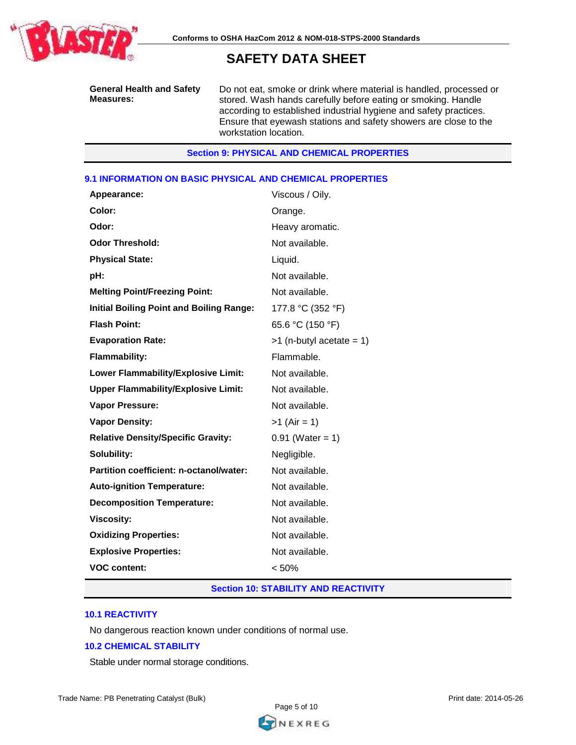| | |
|---|---|
| **General Health and Safety Measures:** | Do not eat, smoke or drink where material is handled, processed or stored. Wash hands carefully before eating or smoking. Handle according to established industrial hygiene and safety practices. Ensure that eyewash stations and safety showers are close to the workstation location. |

## Section 9: PHYSICAL AND CHEMICAL PROPERTIES

### 9.1 INFORMATION ON BASIC PHYSICAL AND CHEMICAL PROPERTIES

| | |
|---|---|
| **Appearance:** | Viscous / Oily. |
| **Color:** | Orange. |
| **Odor:** | Heavy aromatic. |
| **Odor Threshold:** | Not available. |
| **Physical State:** | Liquid. |
| **pH:** | Not available. |
| **Melting Point/Freezing Point:** | Not available. |
| **Initial Boiling Point and Boiling Range:** | 177.8 °C (352 °F) |
| **Flash Point:** | 65.6 °C (150 °F) |
| **Evaporation Rate:** | >1 (n-butyl acetate = 1) |
| **Flammability:** | Flammable. |
| **Lower Flammability/Explosive Limit:** | Not available. |
| **Upper Flammability/Explosive Limit:** | Not available. |
| **Vapor Pressure:** | Not available. |
| **Vapor Density:** | >1 (Air = 1) |
| **Relative Density/Specific Gravity:** | 0.91 (Water = 1) |
| **Solubility:** | Negligible. |
| **Partition coefficient: n-octanol/water:** | Not available. |
| **Auto-ignition Temperature:** | Not available. |
| **Decomposition Temperature:** | Not available. |
| **Viscosity:** | Not available. |
| **Oxidizing Properties:** | Not available. |
| **Explosive Properties:** | Not available. |
| **VOC content:** | < 50% |

## Section 10: STABILITY AND REACTIVITY

### 10.1 REACTIVITY

No dangerous reaction known under conditions of normal use.

### 10.2 CHEMICAL STABILITY

Stable under normal storage conditions.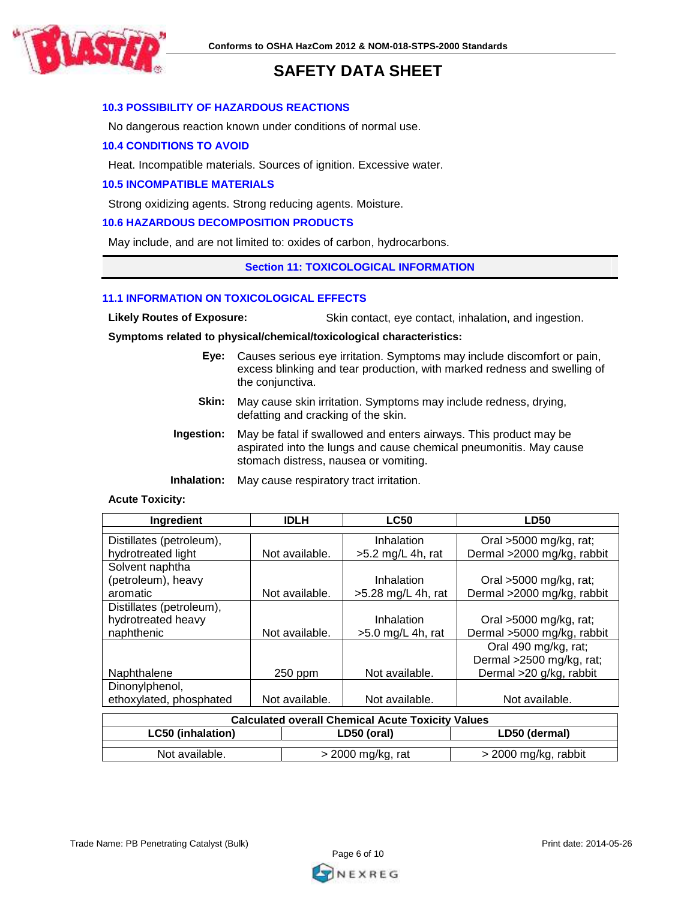### 10.3 POSSIBILITY OF HAZARDOUS REACTIONS

No dangerous reaction known under conditions of normal use.

### 10.4 CONDITIONS TO AVOID

Heat. Incompatible materials. Sources of ignition. Excessive water.

### 10.5 INCOMPATIBLE MATERIALS

Strong oxidizing agents. Strong reducing agents. Moisture.

### 10.6 HAZARDOUS DECOMPOSITION PRODUCTS

May include, and are not limited to: oxides of carbon, hydrocarbons.

## Section 11: TOXICOLOGICAL INFORMATION

### 11.1 INFORMATION ON TOXICOLOGICAL EFFECTS

**Likely Routes of Exposure:** Skin contact, eye contact, inhalation, and ingestion.

**Symptoms related to physical/chemical/toxicological characteristics:**

**Eye:** Causes serious eye irritation. Symptoms may include discomfort or pain, excess blinking and tear production, with marked redness and swelling of the conjunctiva.

**Skin:** May cause skin irritation. Symptoms may include redness, drying, defatting and cracking of the skin.

**Ingestion:** May be fatal if swallowed and enters airways. This product may be aspirated into the lungs and cause chemical pneumonitis. May cause stomach distress, nausea or vomiting.

**Inhalation:** May cause respiratory tract irritation.

**Acute Toxicity:**

| Ingredient | IDLH | LC50 | LD50 |
|---|---|---|---|
| Distillates (petroleum), hydrotreated light | Not available. | Inhalation >5.2 mg/L 4h, rat | Oral >5000 mg/kg, rat; Dermal >2000 mg/kg, rabbit |
| Solvent naphtha (petroleum), heavy aromatic | Not available. | Inhalation >5.28 mg/L 4h, rat | Oral >5000 mg/kg, rat; Dermal >2000 mg/kg, rabbit |
| Distillates (petroleum), hydrotreated heavy naphthenic | Not available. | Inhalation >5.0 mg/L 4h, rat | Oral >5000 mg/kg, rat; Dermal >5000 mg/kg, rabbit |
| Naphthalene | 250 ppm | Not available. | Oral 490 mg/kg, rat; Dermal >2500 mg/kg, rat; Dermal >20 g/kg, rabbit |
| Dinonylphenol, ethoxylated, phosphated | Not available. | Not available. | Not available. |

| Calculated overall Chemical Acute Toxicity Values | | |
|---|---|---|
| **LC50 (inhalation)** | **LD50 (oral)** | **LD50 (dermal)** |
| Not available. | > 2000 mg/kg, rat | > 2000 mg/kg, rabbit |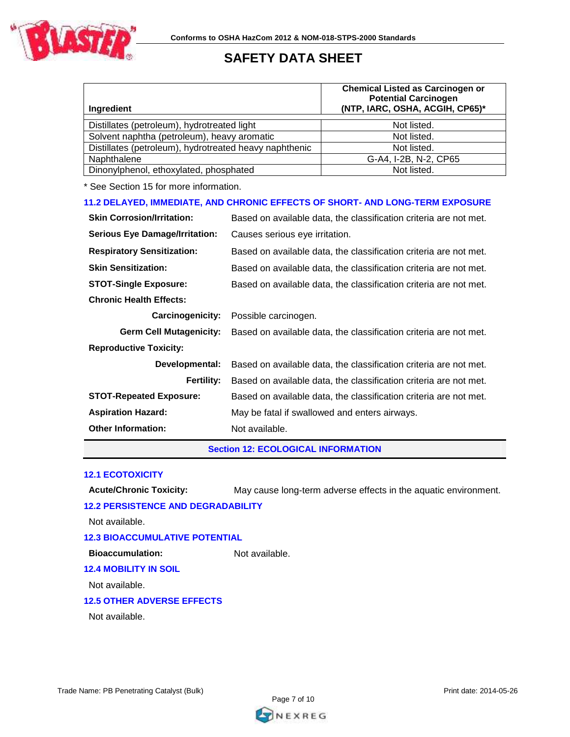| Ingredient | Chemical Listed as Carcinogen or Potential Carcinogen (NTP, IARC, OSHA, ACGIH, CP65)* |
|---|---|
| Distillates (petroleum), hydrotreated light | Not listed. |
| Solvent naphtha (petroleum), heavy aromatic | Not listed. |
| Distillates (petroleum), hydrotreated heavy naphthenic | Not listed. |
| Naphthalene | G-A4, I-2B, N-2, CP65 |
| Dinonylphenol, ethoxylated, phosphated | Not listed. |

* See Section 15 for more information.

### 11.2 DELAYED, IMMEDIATE, AND CHRONIC EFFECTS OF SHORT- AND LONG-TERM EXPOSURE

**Skin Corrosion/Irritation:** Based on available data, the classification criteria are not met.

**Serious Eye Damage/Irritation:** Causes serious eye irritation.

**Respiratory Sensitization:** Based on available data, the classification criteria are not met.

**Skin Sensitization:** Based on available data, the classification criteria are not met.

**STOT-Single Exposure:** Based on available data, the classification criteria are not met.

**Chronic Health Effects:**

**Carcinogenicity:** Possible carcinogen.

**Germ Cell Mutagenicity:** Based on available data, the classification criteria are not met.

**Reproductive Toxicity:**

**Developmental:** Based on available data, the classification criteria are not met.

**Fertility:** Based on available data, the classification criteria are not met.

**STOT-Repeated Exposure:** Based on available data, the classification criteria are not met.

**Aspiration Hazard:** May be fatal if swallowed and enters airways.

**Other Information:** Not available.

## Section 12: ECOLOGICAL INFORMATION

### 12.1 ECOTOXICITY

**Acute/Chronic Toxicity:** May cause long-term adverse effects in the aquatic environment.

### 12.2 PERSISTENCE AND DEGRADABILITY

Not available.

### 12.3 BIOACCUMULATIVE POTENTIAL

**Bioaccumulation:** Not available.

### 12.4 MOBILITY IN SOIL

Not available.

### 12.5 OTHER ADVERSE EFFECTS

Not available.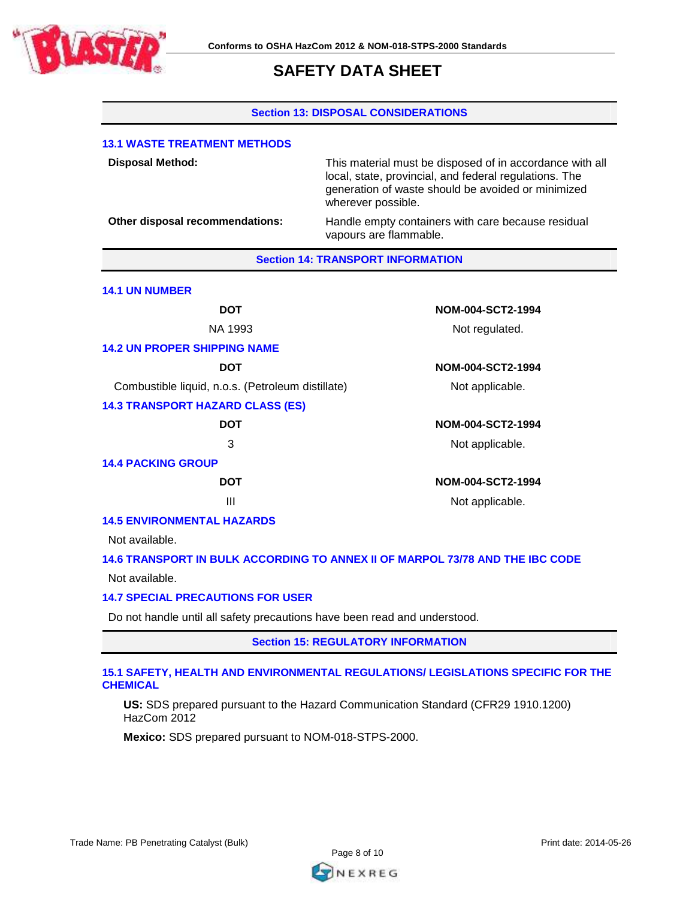## Section 13: DISPOSAL CONSIDERATIONS

### 13.1 WASTE TREATMENT METHODS

| | |
|---|---|
| **Disposal Method:** | This material must be disposed of in accordance with all local, state, provincial, and federal regulations. The generation of waste should be avoided or minimized wherever possible. |
| **Other disposal recommendations:** | Handle empty containers with care because residual vapours are flammable. |

## Section 14: TRANSPORT INFORMATION

### 14.1 UN NUMBER

| DOT | NOM-004-SCT2-1994 |
|---|---|
| NA 1993 | Not regulated. |

### 14.2 UN PROPER SHIPPING NAME

| DOT | NOM-004-SCT2-1994 |
|---|---|
| Combustible liquid, n.o.s. (Petroleum distillate) | Not applicable. |

### 14.3 TRANSPORT HAZARD CLASS (ES)

| DOT | NOM-004-SCT2-1994 |
|---|---|
| 3 | Not applicable. |

### 14.4 PACKING GROUP

| DOT | NOM-004-SCT2-1994 |
|---|---|
| III | Not applicable. |

### 14.5 ENVIRONMENTAL HAZARDS

Not available.

### 14.6 TRANSPORT IN BULK ACCORDING TO ANNEX II OF MARPOL 73/78 AND THE IBC CODE

Not available.

### 14.7 SPECIAL PRECAUTIONS FOR USER

Do not handle until all safety precautions have been read and understood.

## Section 15: REGULATORY INFORMATION

### 15.1 SAFETY, HEALTH AND ENVIRONMENTAL REGULATIONS/ LEGISLATIONS SPECIFIC FOR THE CHEMICAL

**US:** SDS prepared pursuant to the Hazard Communication Standard (CFR29 1910.1200) HazCom 2012

**Mexico:** SDS prepared pursuant to NOM-018-STPS-2000.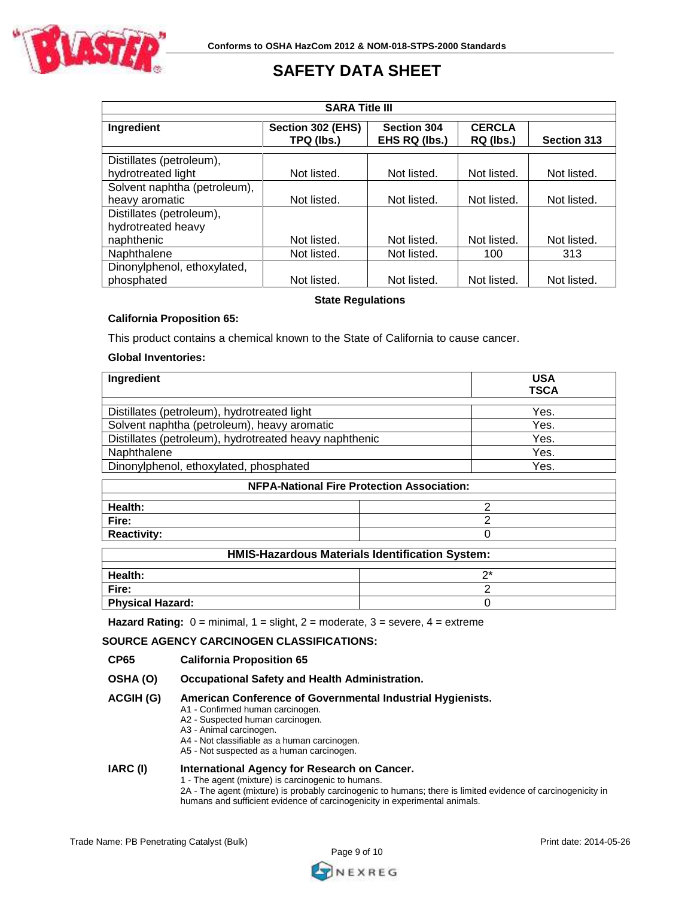| SARA Title III | | | | |
|---|---|---|---|---|
| **Ingredient** | **Section 302 (EHS) TPQ (lbs.)** | **Section 304 EHS RQ (lbs.)** | **CERCLA RQ (lbs.)** | **Section 313** |
| Distillates (petroleum), hydrotreated light | Not listed. | Not listed. | Not listed. | Not listed. |
| Solvent naphtha (petroleum), heavy aromatic | Not listed. | Not listed. | Not listed. | Not listed. |
| Distillates (petroleum), hydrotreated heavy naphthenic | Not listed. | Not listed. | Not listed. | Not listed. |
| Naphthalene | Not listed. | Not listed. | 100 | 313 |
| Dinonylphenol, ethoxylated, phosphated | Not listed. | Not listed. | Not listed. | Not listed. |

**State Regulations**

**California Proposition 65:**

This product contains a chemical known to the State of California to cause cancer.

**Global Inventories:**

| Ingredient | USA TSCA |
|---|---|
| Distillates (petroleum), hydrotreated light | Yes. |
| Solvent naphtha (petroleum), heavy aromatic | Yes. |
| Distillates (petroleum), hydrotreated heavy naphthenic | Yes. |
| Naphthalene | Yes. |
| Dinonylphenol, ethoxylated, phosphated | Yes. |

| NFPA-National Fire Protection Association: | |
|---|---|
| **Health:** | 2 |
| **Fire:** | 2 |
| **Reactivity:** | 0 |

| HMIS-Hazardous Materials Identification System: | |
|---|---|
| **Health:** | 2* |
| **Fire:** | 2 |
| **Physical Hazard:** | 0 |

**Hazard Rating:** 0 = minimal, 1 = slight, 2 = moderate, 3 = severe, 4 = extreme

**SOURCE AGENCY CARCINOGEN CLASSIFICATIONS:**

**CP65** **California Proposition 65**

**OSHA (O)** **Occupational Safety and Health Administration.**

**ACGIH (G)** **American Conference of Governmental Industrial Hygienists.**

- A1 - Confirmed human carcinogen.
- A2 - Suspected human carcinogen.
- A3 - Animal carcinogen.
- A4 - Not classifiable as a human carcinogen.
- A5 - Not suspected as a human carcinogen.

**IARC (I)** **International Agency for Research on Cancer.**

- 1 - The agent (mixture) is carcinogenic to humans.
- 2A - The agent (mixture) is probably carcinogenic to humans; there is limited evidence of carcinogenicity in humans and sufficient evidence of carcinogenicity in experimental animals.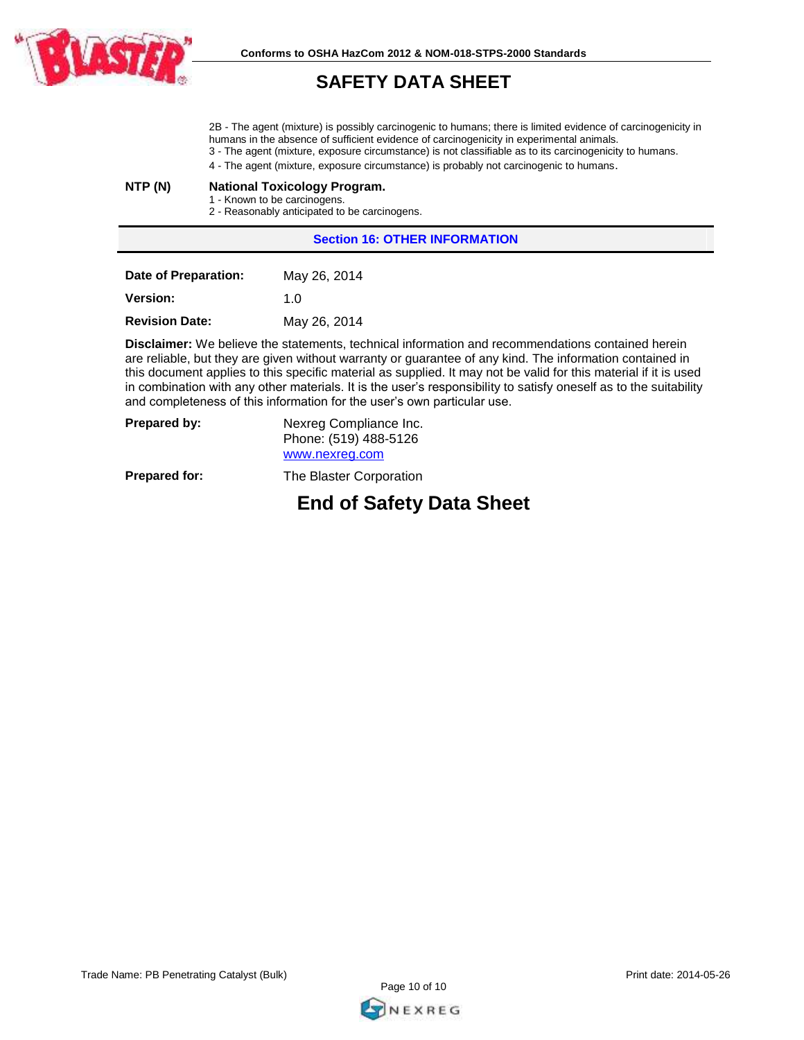2B - The agent (mixture) is possibly carcinogenic to humans; there is limited evidence of carcinogenicity in humans in the absence of sufficient evidence of carcinogenicity in experimental animals.
3 - The agent (mixture, exposure circumstance) is not classifiable as to its carcinogenicity to humans.
4 - The agent (mixture, exposure circumstance) is probably not carcinogenic to humans.

**NTP (N)** **National Toxicology Program.**
1 - Known to be carcinogens.
2 - Reasonably anticipated to be carcinogens.

## Section 16: OTHER INFORMATION

| | |
|---|---|
| **Date of Preparation:** | May 26, 2014 |
| **Version:** | 1.0 |
| **Revision Date:** | May 26, 2014 |

**Disclaimer:** We believe the statements, technical information and recommendations contained herein are reliable, but they are given without warranty or guarantee of any kind. The information contained in this document applies to this specific material as supplied. It may not be valid for this material if it is used in combination with any other materials. It is the user's responsibility to satisfy oneself as to the suitability and completeness of this information for the user's own particular use.

| | |
|---|---|
| **Prepared by:** | Nexreg Compliance Inc.<br>Phone: (519) 488-5126<br>www.nexreg.com |
| **Prepared for:** | The Blaster Corporation |

# End of Safety Data Sheet

Trade Name: PB Penetrating Catalyst (Bulk) Print date: 2014-05-26